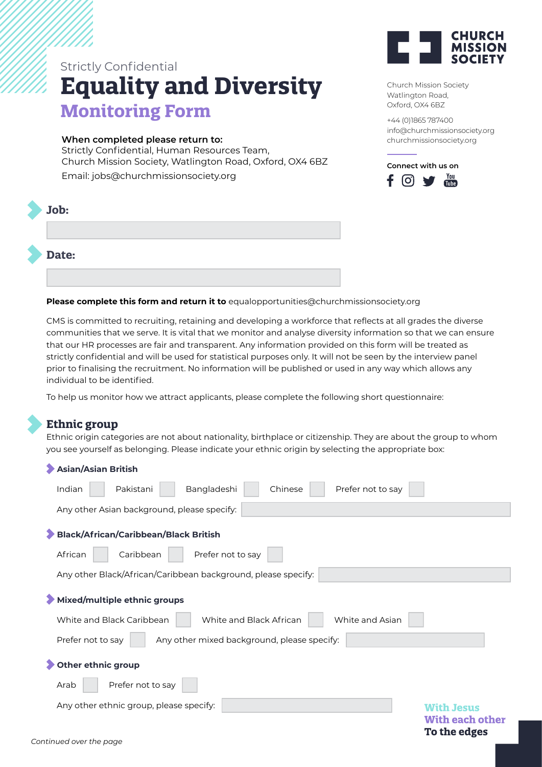Strictly Confidential

# Equality and Diversity

## Monitoring Form

**When completed please return to:**
Strictly Confidential, Human Resources Team,
Church Mission Society, Watlington Road, Oxford, OX4 6BZ
Email: jobs@churchmissionsociety.org

CHURCH MISSION SOCIETY

Church Mission Society
Watlington Road,
Oxford, OX4 6BZ

+44 (0)1865 787400
info@churchmissionsociety.org
churchmissionsociety.org

**Connect with us on**

### Job:

### Date:

**Please complete this form and return it to** equalopportunities@churchmissionsociety.org

CMS is committed to recruiting, retaining and developing a workforce that reflects at all grades the diverse communities that we serve. It is vital that we monitor and analyse diversity information so that we can ensure that our HR processes are fair and transparent. Any information provided on this form will be treated as strictly confidential and will be used for statistical purposes only. It will not be seen by the interview panel prior to finalising the recruitment. No information will be published or used in any way which allows any individual to be identified.

To help us monitor how we attract applicants, please complete the following short questionnaire:

### Ethnic group

Ethnic origin categories are not about nationality, birthplace or citizenship. They are about the group to whom you see yourself as belonging. Please indicate your ethnic origin by selecting the appropriate box:

**Asian/Asian British**

Indian ☐ Pakistani ☐ Bangladeshi ☐ Chinese ☐ Prefer not to say ☐

Any other Asian background, please specify:

**Black/African/Caribbean/Black British**

African ☐ Caribbean ☐ Prefer not to say ☐

Any other Black/African/Caribbean background, please specify:

**Mixed/multiple ethnic groups**

White and Black Caribbean ☐ White and Black African ☐ White and Asian ☐

Prefer not to say ☐ Any other mixed background, please specify:

**Other ethnic group**

Arab ☐ Prefer not to say ☐

Any other ethnic group, please specify:

*Continued over the page*

With Jesus
With each other
To the edges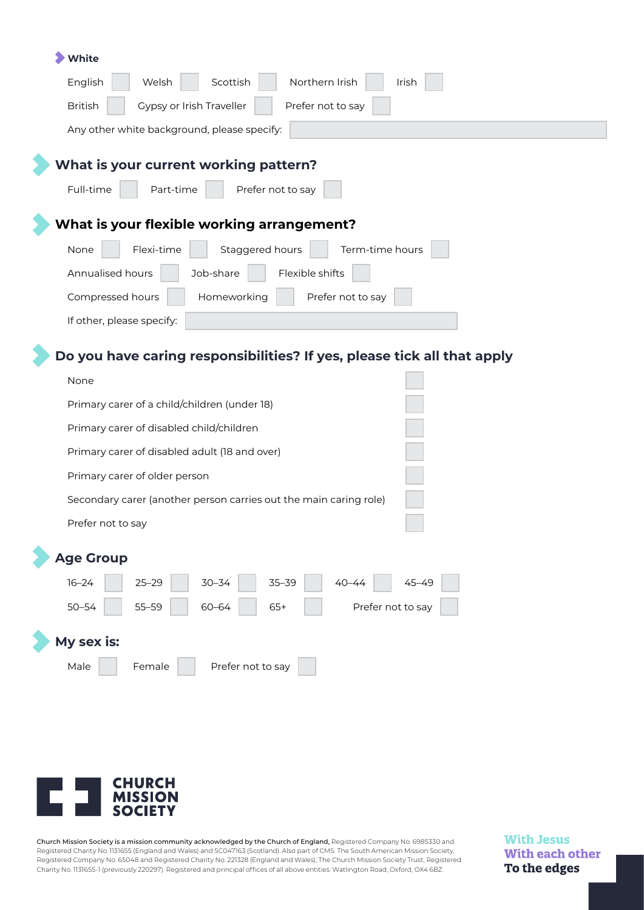### White

English ☐ Welsh ☐ Scottish ☐ Northern Irish ☐ Irish ☐

British ☐ Gypsy or Irish Traveller ☐ Prefer not to say ☐

Any other white background, please specify: ____________________

## What is your current working pattern?

Full-time ☐ Part-time ☐ Prefer not to say ☐

## What is your flexible working arrangement?

None ☐ Flexi-time ☐ Staggered hours ☐ Term-time hours ☐

Annualised hours ☐ Job-share ☐ Flexible shifts ☐

Compressed hours ☐ Homeworking ☐ Prefer not to say ☐

If other, please specify: ____________________

## Do you have caring responsibilities? If yes, please tick all that apply

None ☐

Primary carer of a child/children (under 18) ☐

Primary carer of disabled child/children ☐

Primary carer of disabled adult (18 and over) ☐

Primary carer of older person ☐

Secondary carer (another person carries out the main caring role) ☐

Prefer not to say ☐

## Age Group

16–24 ☐ 25–29 ☐ 30–34 ☐ 35–39 ☐ 40–44 ☐ 45–49 ☐

50–54 ☐ 55–59 ☐ 60–64 ☐ 65+ ☐ Prefer not to say ☐

## My sex is:

Male ☐ Female ☐ Prefer not to say ☐

CHURCH MISSION SOCIETY

**Church Mission Society is a mission community acknowledged by the Church of England,** Registered Company No. 6985330 and Registered Charity No. 1131655 (England and Wales) and SC047163 (Scotland). Also part of CMS: The South American Mission Society, Registered Company No. 65048 and Registered Charity No. 221328 (England and Wales); The Church Mission Society Trust, Registered Charity No. 1131655-1 (previously 220297). Registered and principal offices of all above entities: Watlington Road, Oxford, OX4 6BZ.

**With Jesus**
**With each other**
**To the edges**